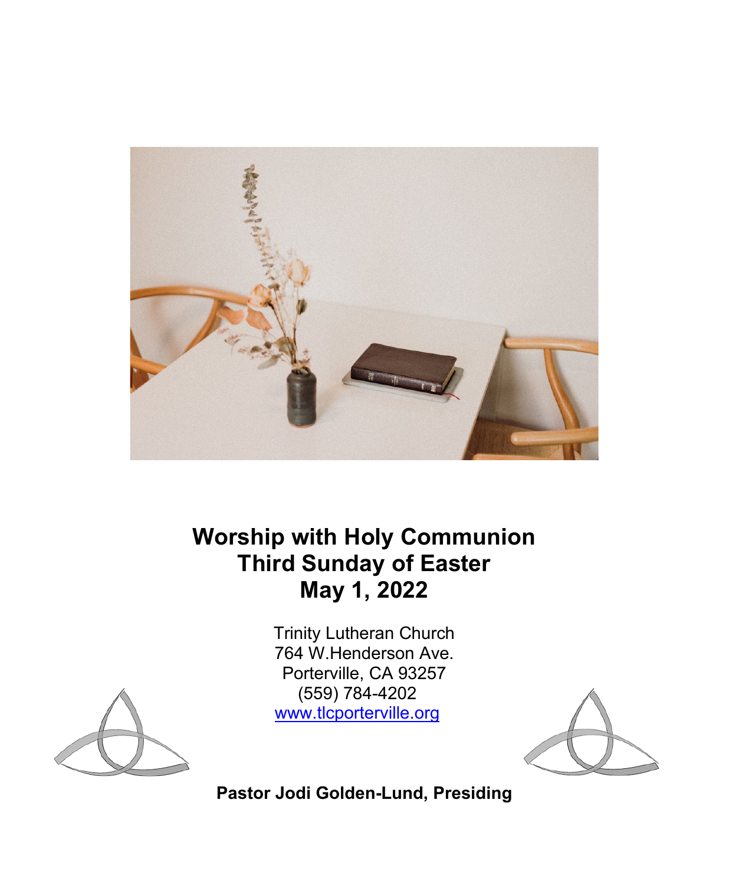# Worship with Holy Communion
# Third Sunday of Easter
# May 1, 2022

Trinity Lutheran Church
764 W.Henderson Ave.
Porterville, CA 93257
(559) 784-4202
www.tlcporterville.org

**Pastor Jodi Golden-Lund, Presiding**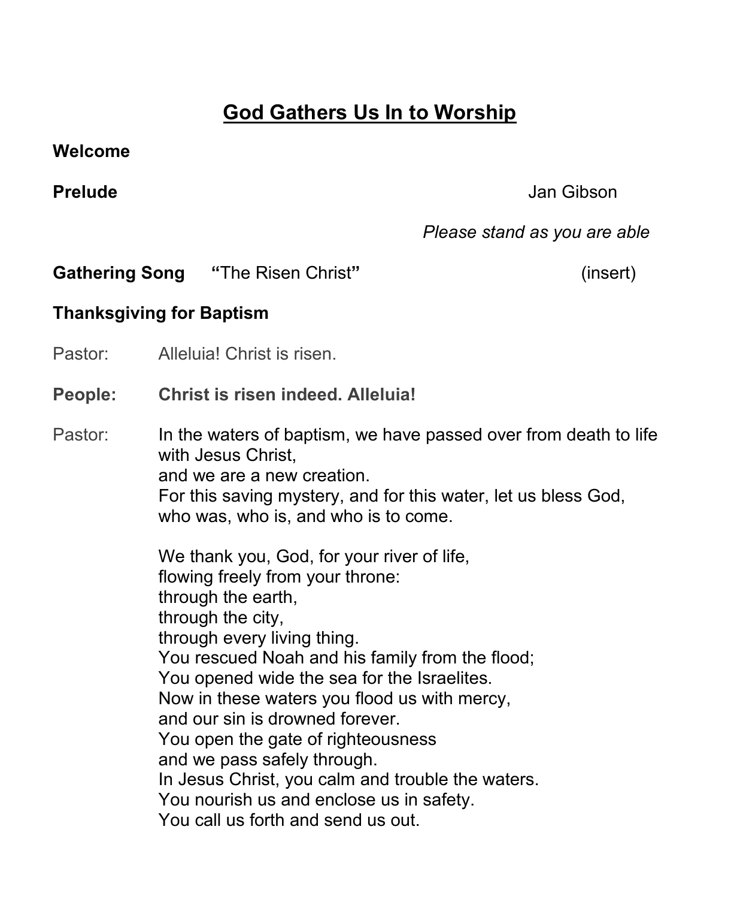## God Gathers Us In to Worship

**Welcome**

**Prelude** Jan Gibson

*Please stand as you are able*

**Gathering Song** **"**The Risen Christ**"** (insert)

**Thanksgiving for Baptism**

Pastor: Alleluia! Christ is risen.

**People: Christ is risen indeed. Alleluia!**

Pastor: In the waters of baptism, we have passed over from death to life with Jesus Christ,
and we are a new creation.
For this saving mystery, and for this water, let us bless God,
who was, who is, and who is to come.

We thank you, God, for your river of life,
flowing freely from your throne:
through the earth,
through the city,
through every living thing.
You rescued Noah and his family from the flood;
You opened wide the sea for the Israelites.
Now in these waters you flood us with mercy,
and our sin is drowned forever.
You open the gate of righteousness
and we pass safely through.
In Jesus Christ, you calm and trouble the waters.
You nourish us and enclose us in safety.
You call us forth and send us out.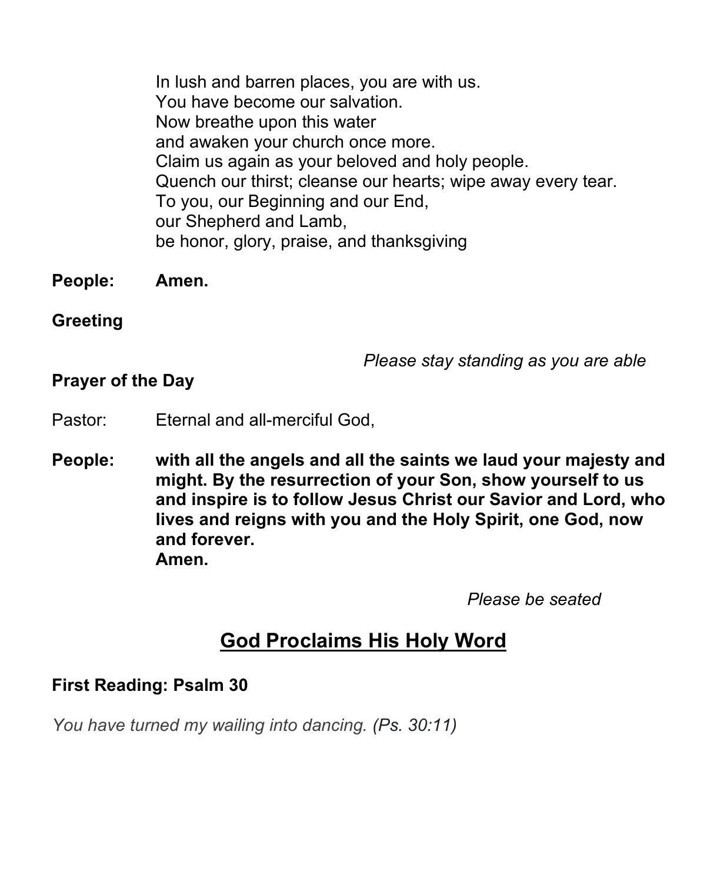In lush and barren places, you are with us.  
You have become our salvation.  
Now breathe upon this water  
and awaken your church once more.  
Claim us again as your beloved and holy people.  
Quench our thirst; cleanse our hearts; wipe away every tear.  
To you, our Beginning and our End,  
our Shepherd and Lamb,  
be honor, glory, praise, and thanksgiving

**People:** **Amen.**

**Greeting**

*Please stay standing as you are able*

**Prayer of the Day**

Pastor: Eternal and all-merciful God,

**People:** **with all the angels and all the saints we laud your majesty and might. By the resurrection of your Son, show yourself to us and inspire is to follow Jesus Christ our Savior and Lord, who lives and reigns with you and the Holy Spirit, one God, now and forever.**  
**Amen.**

*Please be seated*

## God Proclaims His Holy Word

**First Reading: Psalm 30**

*You have turned my wailing into dancing. (Ps. 30:11)*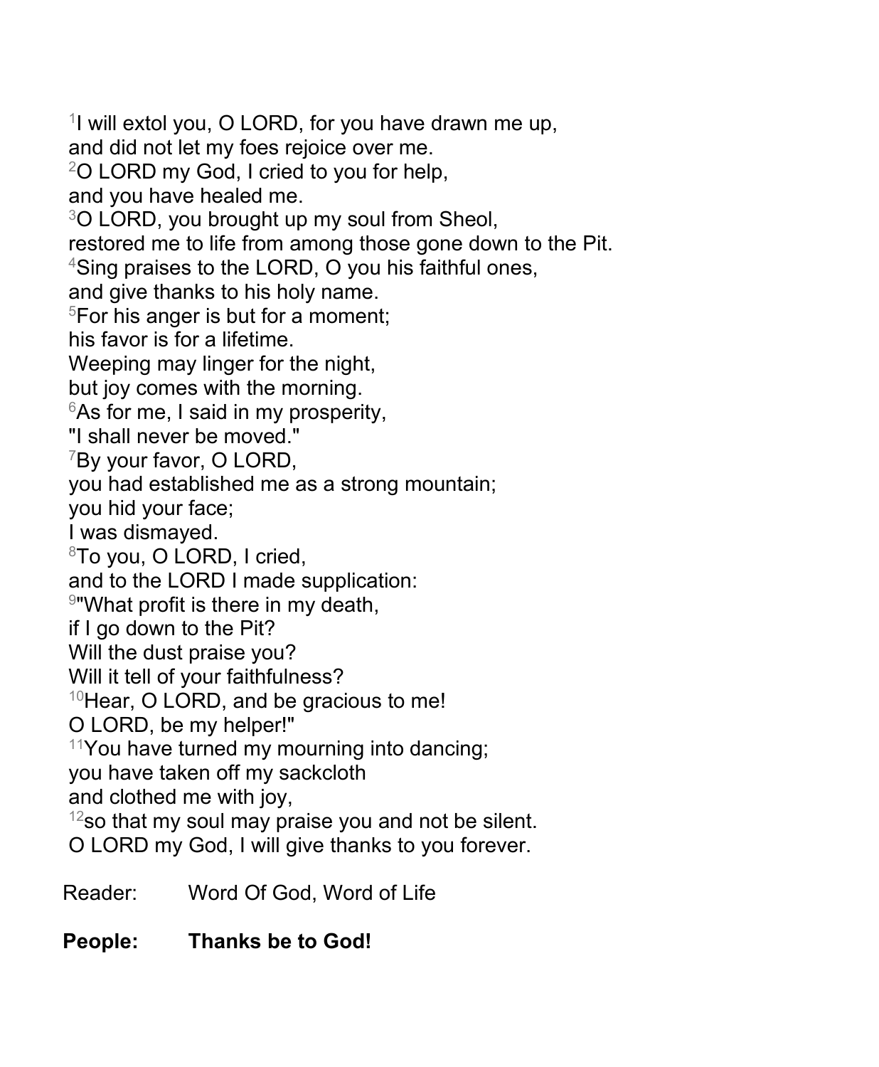[1]I will extol you, O LORD, for you have drawn me up,
and did not let my foes rejoice over me.
[2]O LORD my God, I cried to you for help,
and you have healed me.
[3]O LORD, you brought up my soul from Sheol,
restored me to life from among those gone down to the Pit.
[4]Sing praises to the LORD, O you his faithful ones,
and give thanks to his holy name.
[5]For his anger is but for a moment;
his favor is for a lifetime.
Weeping may linger for the night,
but joy comes with the morning.
[6]As for me, I said in my prosperity,
"I shall never be moved."
[7]By your favor, O LORD,
you had established me as a strong mountain;
you hid your face;
I was dismayed.
[8]To you, O LORD, I cried,
and to the LORD I made supplication:
[9]"What profit is there in my death,
if I go down to the Pit?
Will the dust praise you?
Will it tell of your faithfulness?
[10]Hear, O LORD, and be gracious to me!
O LORD, be my helper!"
[11]You have turned my mourning into dancing;
you have taken off my sackcloth
and clothed me with joy,
[12]so that my soul may praise you and not be silent.
O LORD my God, I will give thanks to you forever.

Reader: Word Of God, Word of Life

**People: Thanks be to God!**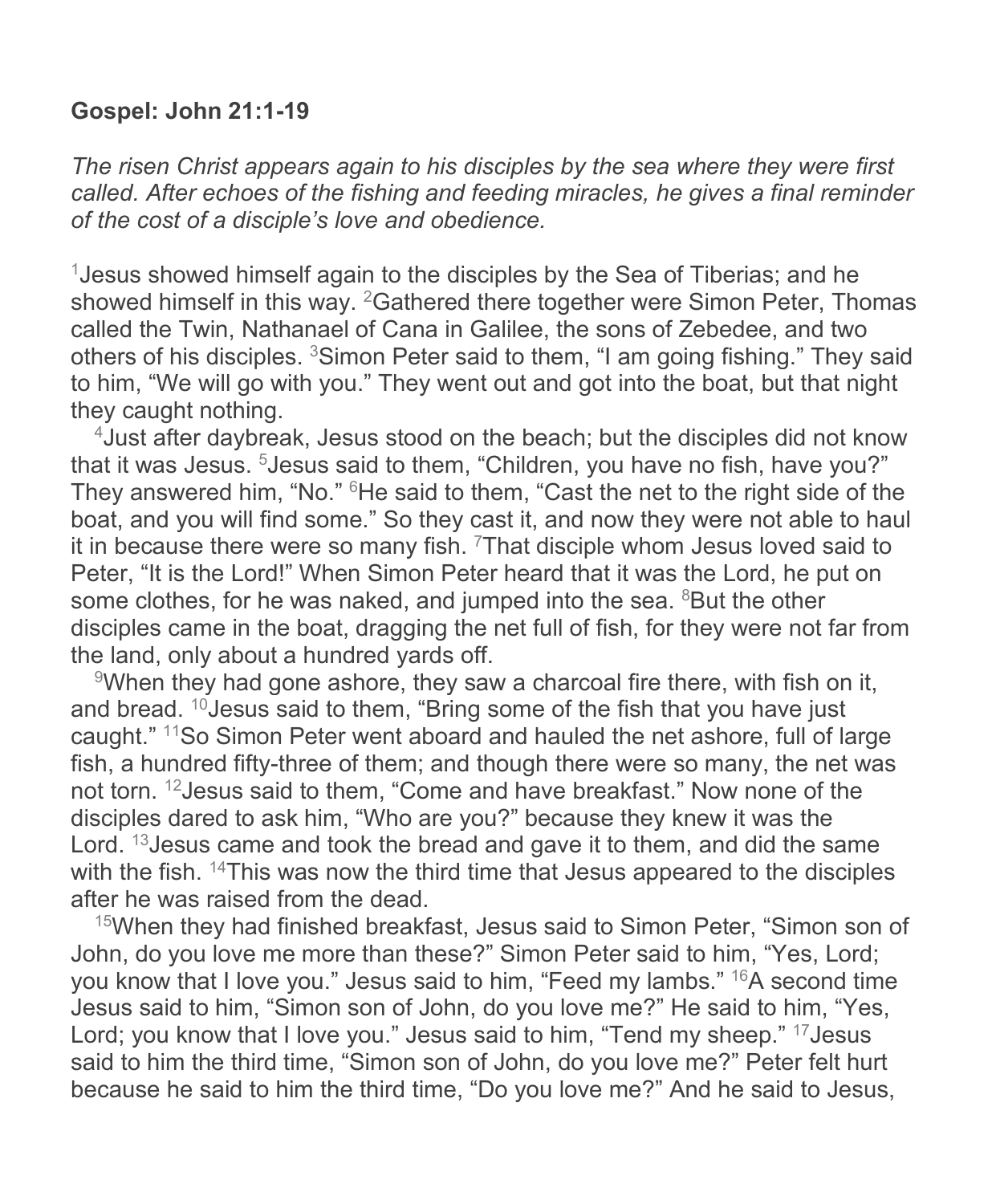**Gospel: John 21:1-19**

*The risen Christ appears again to his disciples by the sea where they were first called. After echoes of the fishing and feeding miracles, he gives a final reminder of the cost of a disciple's love and obedience.*

[1]Jesus showed himself again to the disciples by the Sea of Tiberias; and he showed himself in this way. [2]Gathered there together were Simon Peter, Thomas called the Twin, Nathanael of Cana in Galilee, the sons of Zebedee, and two others of his disciples. [3]Simon Peter said to them, "I am going fishing." They said to him, "We will go with you." They went out and got into the boat, but that night they caught nothing.

[4]Just after daybreak, Jesus stood on the beach; but the disciples did not know that it was Jesus. [5]Jesus said to them, "Children, you have no fish, have you?" They answered him, "No." [6]He said to them, "Cast the net to the right side of the boat, and you will find some." So they cast it, and now they were not able to haul it in because there were so many fish. [7]That disciple whom Jesus loved said to Peter, "It is the Lord!" When Simon Peter heard that it was the Lord, he put on some clothes, for he was naked, and jumped into the sea. [8]But the other disciples came in the boat, dragging the net full of fish, for they were not far from the land, only about a hundred yards off.

[9]When they had gone ashore, they saw a charcoal fire there, with fish on it, and bread. [10]Jesus said to them, "Bring some of the fish that you have just caught." [11]So Simon Peter went aboard and hauled the net ashore, full of large fish, a hundred fifty-three of them; and though there were so many, the net was not torn. [12]Jesus said to them, "Come and have breakfast." Now none of the disciples dared to ask him, "Who are you?" because they knew it was the Lord. [13]Jesus came and took the bread and gave it to them, and did the same with the fish. [14]This was now the third time that Jesus appeared to the disciples after he was raised from the dead.

[15]When they had finished breakfast, Jesus said to Simon Peter, "Simon son of John, do you love me more than these?" Simon Peter said to him, "Yes, Lord; you know that I love you." Jesus said to him, "Feed my lambs." [16]A second time Jesus said to him, "Simon son of John, do you love me?" He said to him, "Yes, Lord; you know that I love you." Jesus said to him, "Tend my sheep." [17]Jesus said to him the third time, "Simon son of John, do you love me?" Peter felt hurt because he said to him the third time, "Do you love me?" And he said to Jesus,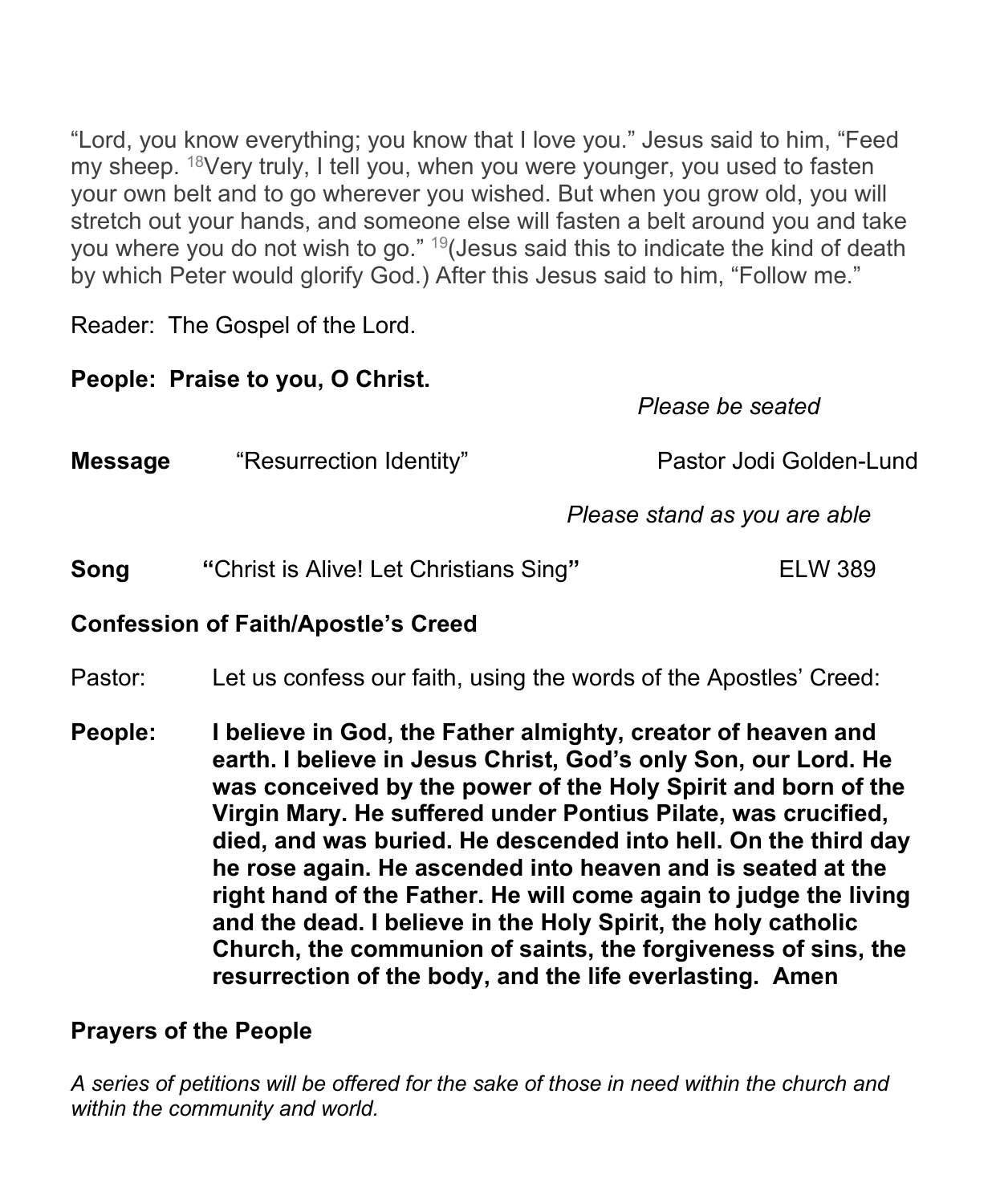"Lord, you know everything; you know that I love you." Jesus said to him, "Feed my sheep. [18]Very truly, I tell you, when you were younger, you used to fasten your own belt and to go wherever you wished. But when you grow old, you will stretch out your hands, and someone else will fasten a belt around you and take you where you do not wish to go." [19](Jesus said this to indicate the kind of death by which Peter would glorify God.) After this Jesus said to him, "Follow me."

Reader: The Gospel of the Lord.

**People: Praise to you, O Christ.**

*Please be seated*

**Message** "Resurrection Identity" Pastor Jodi Golden-Lund

*Please stand as you are able*

**Song** **"**Christ is Alive! Let Christians Sing**"** ELW 389

**Confession of Faith/Apostle's Creed**

Pastor: Let us confess our faith, using the words of the Apostles' Creed:

**People: I believe in God, the Father almighty, creator of heaven and earth. I believe in Jesus Christ, God's only Son, our Lord. He was conceived by the power of the Holy Spirit and born of the Virgin Mary. He suffered under Pontius Pilate, was crucified, died, and was buried. He descended into hell. On the third day he rose again. He ascended into heaven and is seated at the right hand of the Father. He will come again to judge the living and the dead. I believe in the Holy Spirit, the holy catholic Church, the communion of saints, the forgiveness of sins, the resurrection of the body, and the life everlasting. Amen**

**Prayers of the People**

*A series of petitions will be offered for the sake of those in need within the church and within the community and world.*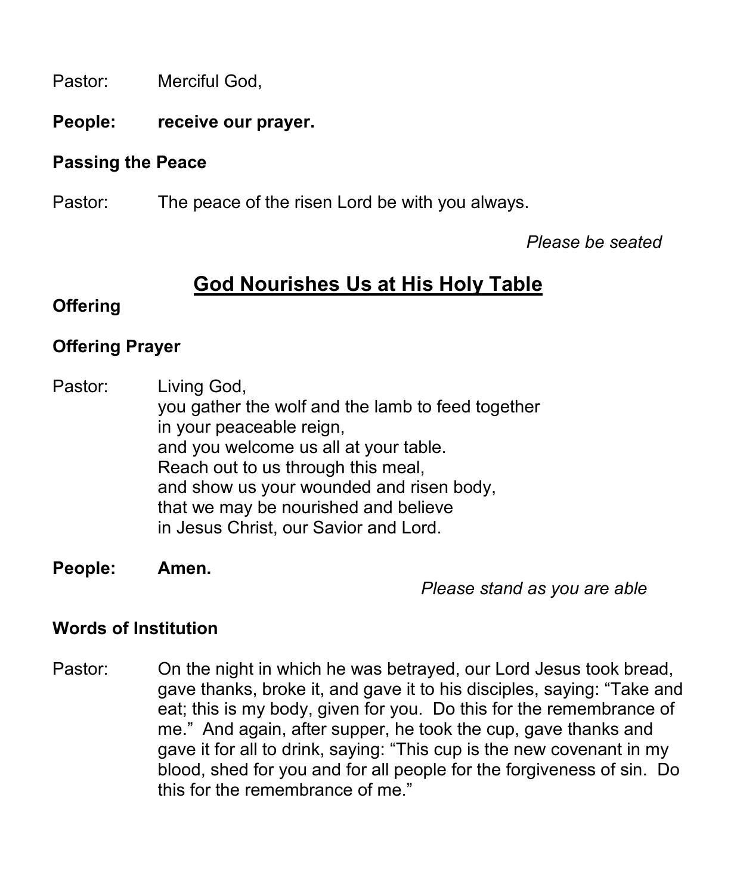Pastor: Merciful God,

**People: receive our prayer.**

**Passing the Peace**

Pastor: The peace of the risen Lord be with you always.

*Please be seated*

## God Nourishes Us at His Holy Table

**Offering**

**Offering Prayer**

Pastor: Living God,
you gather the wolf and the lamb to feed together
in your peaceable reign,
and you welcome us all at your table.
Reach out to us through this meal,
and show us your wounded and risen body,
that we may be nourished and believe
in Jesus Christ, our Savior and Lord.

**People: Amen.**

*Please stand as you are able*

**Words of Institution**

Pastor: On the night in which he was betrayed, our Lord Jesus took bread, gave thanks, broke it, and gave it to his disciples, saying: "Take and eat; this is my body, given for you. Do this for the remembrance of me." And again, after supper, he took the cup, gave thanks and gave it for all to drink, saying: "This cup is the new covenant in my blood, shed for you and for all people for the forgiveness of sin. Do this for the remembrance of me."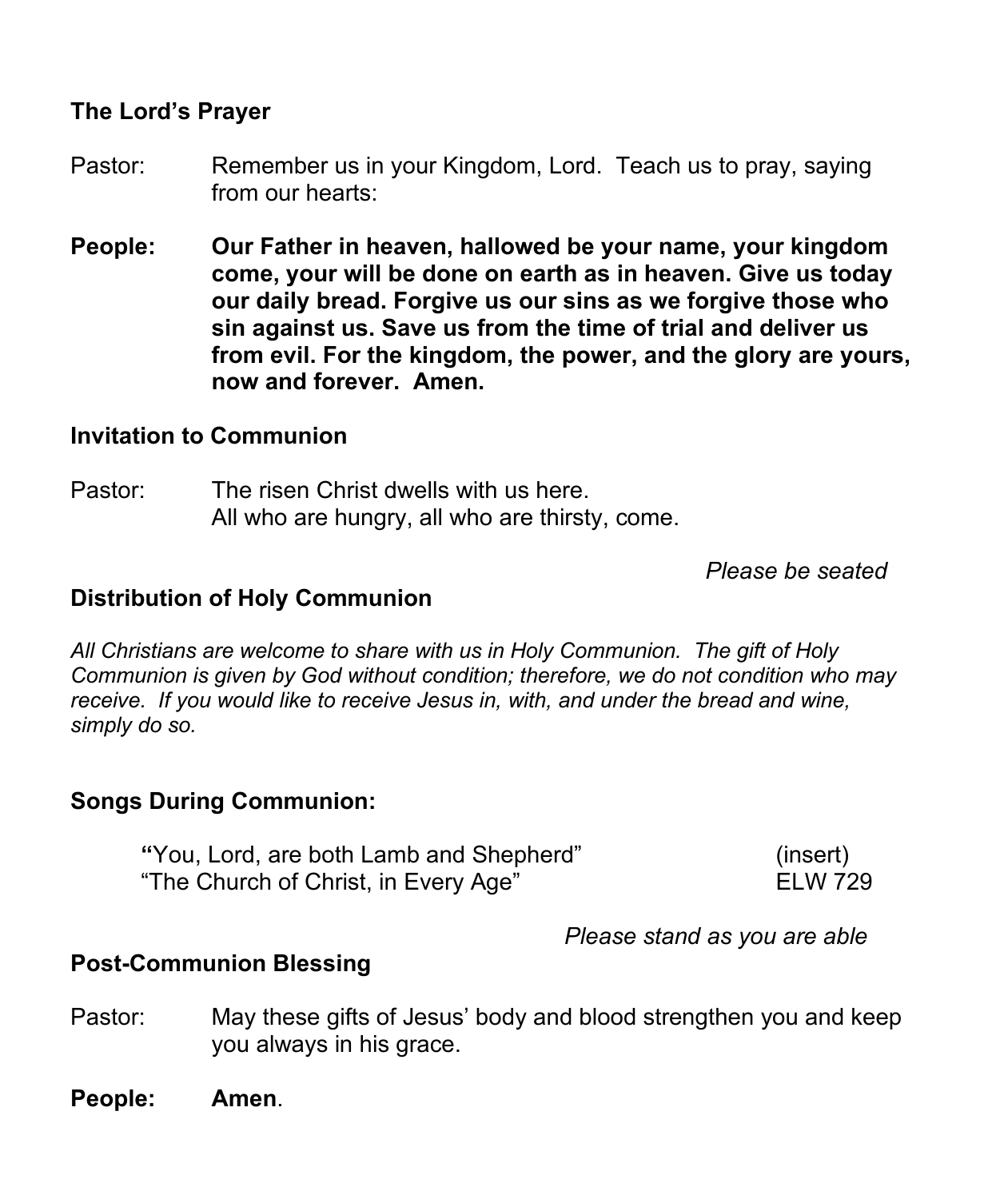**The Lord's Prayer**

Pastor: Remember us in your Kingdom, Lord. Teach us to pray, saying from our hearts:

**People: Our Father in heaven, hallowed be your name, your kingdom come, your will be done on earth as in heaven. Give us today our daily bread. Forgive us our sins as we forgive those who sin against us. Save us from the time of trial and deliver us from evil. For the kingdom, the power, and the glory are yours, now and forever. Amen.**

**Invitation to Communion**

Pastor: The risen Christ dwells with us here.
All who are hungry, all who are thirsty, come.

*Please be seated*

**Distribution of Holy Communion**

*All Christians are welcome to share with us in Holy Communion. The gift of Holy Communion is given by God without condition; therefore, we do not condition who may receive. If you would like to receive Jesus in, with, and under the bread and wine, simply do so.*

**Songs During Communion:**

"You, Lord, are both Lamb and Shepherd" (insert)
"The Church of Christ, in Every Age" ELW 729

*Please stand as you are able*

**Post-Communion Blessing**

Pastor: May these gifts of Jesus' body and blood strengthen you and keep you always in his grace.

**People: Amen**.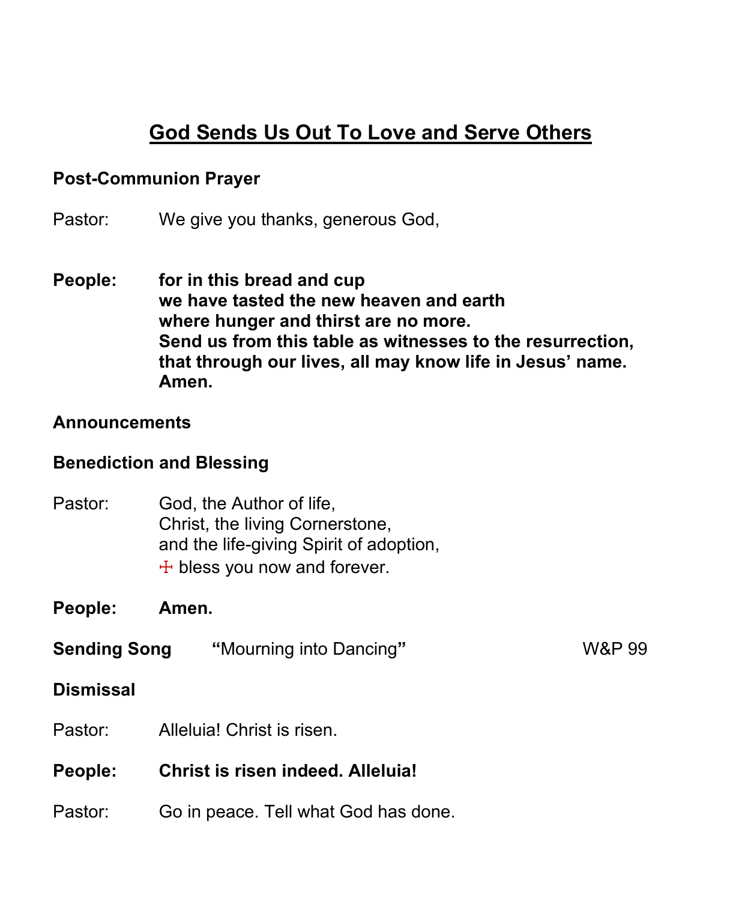# God Sends Us Out To Love and Serve Others

**Post-Communion Prayer**

Pastor: We give you thanks, generous God,

**People: for in this bread and cup**
**we have tasted the new heaven and earth**
**where hunger and thirst are no more.**
**Send us from this table as witnesses to the resurrection,**
**that through our lives, all may know life in Jesus' name.**
**Amen.**

**Announcements**

**Benediction and Blessing**

Pastor: God, the Author of life,
Christ, the living Cornerstone,
and the life-giving Spirit of adoption,
☩ bless you now and forever.

**People: Amen.**

**Sending Song** "Mourning into Dancing" W&P 99

**Dismissal**

Pastor: Alleluia! Christ is risen.

**People: Christ is risen indeed. Alleluia!**

Pastor: Go in peace. Tell what God has done.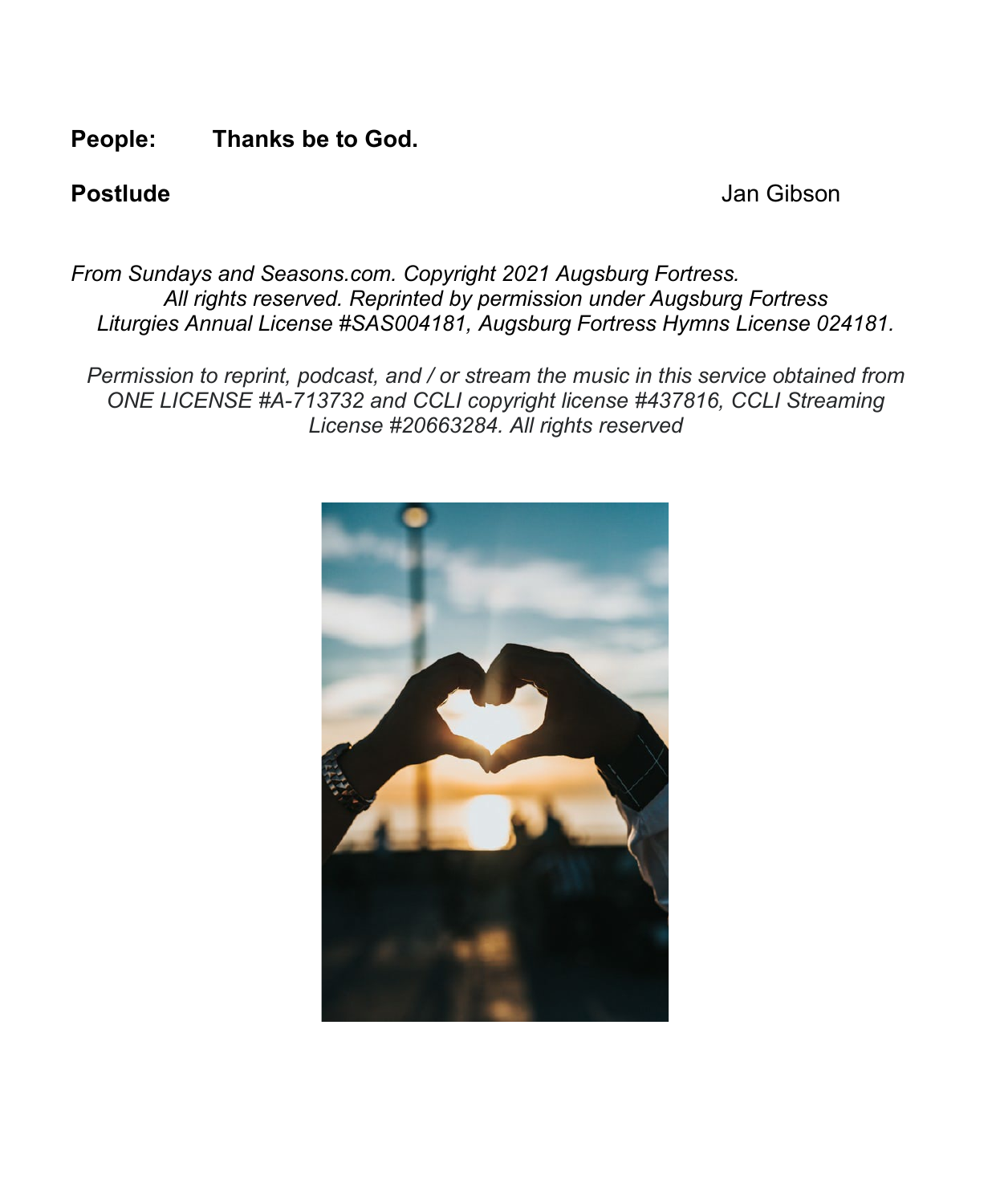**People:** **Thanks be to God.**

**Postlude** Jan Gibson

*From Sundays and Seasons.com. Copyright 2021 Augsburg Fortress. All rights reserved. Reprinted by permission under Augsburg Fortress Liturgies Annual License #SAS004181, Augsburg Fortress Hymns License 024181.*

*Permission to reprint, podcast, and / or stream the music in this service obtained from ONE LICENSE #A-713732 and CCLI copyright license #437816, CCLI Streaming License #20663284. All rights reserved*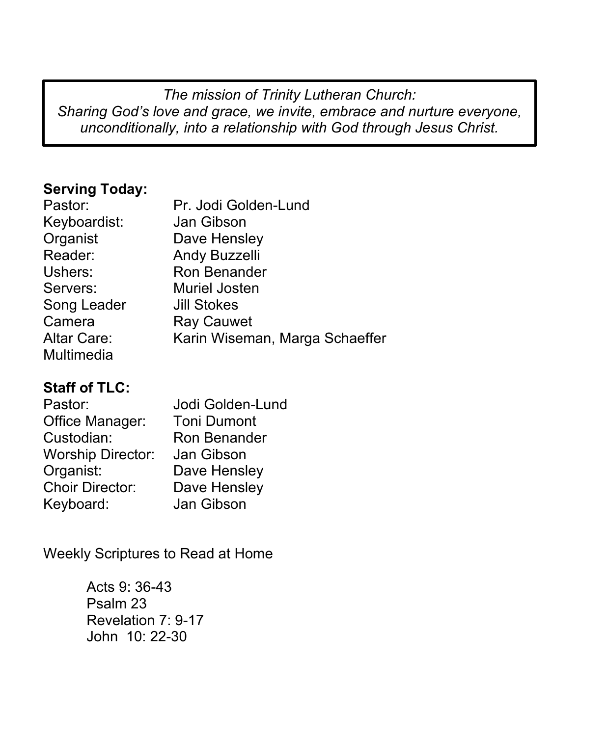*The mission of Trinity Lutheran Church:*
*Sharing God's love and grace, we invite, embrace and nurture everyone, unconditionally, into a relationship with God through Jesus Christ.*

**Serving Today:**

| | |
|---|---|
| Pastor: | Pr. Jodi Golden-Lund |
| Keyboardist: | Jan Gibson |
| Organist | Dave Hensley |
| Reader: | Andy Buzzelli |
| Ushers: | Ron Benander |
| Servers: | Muriel Josten |
| Song Leader | Jill Stokes |
| Camera | Ray Cauwet |
| Altar Care: | Karin Wiseman, Marga Schaeffer |
| Multimedia | |

**Staff of TLC:**

| | |
|---|---|
| Pastor: | Jodi Golden-Lund |
| Office Manager: | Toni Dumont |
| Custodian: | Ron Benander |
| Worship Director: | Jan Gibson |
| Organist: | Dave Hensley |
| Choir Director: | Dave Hensley |
| Keyboard: | Jan Gibson |

Weekly Scriptures to Read at Home

Acts 9: 36-43
Psalm 23
Revelation 7: 9-17
John 10: 22-30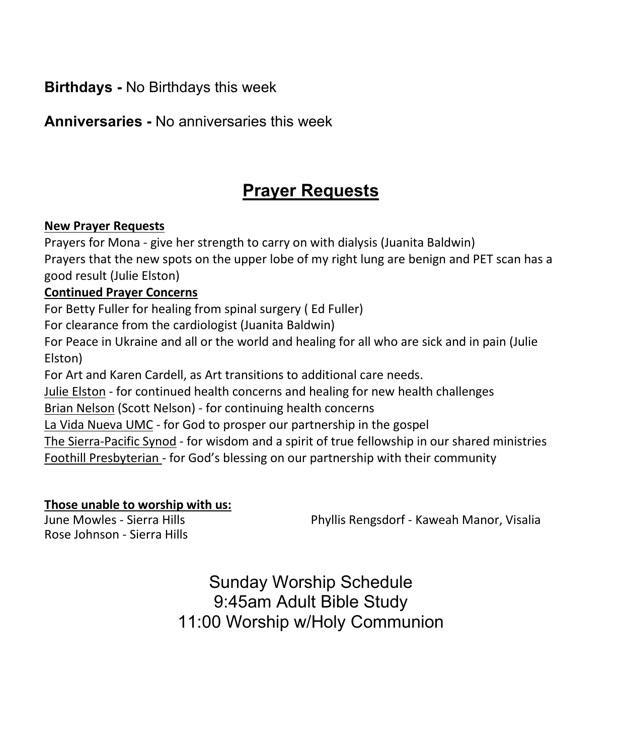**Birthdays -** No Birthdays this week

**Anniversaries -** No anniversaries this week

## Prayer Requests

**New Prayer Requests**

Prayers for Mona - give her strength to carry on with dialysis (Juanita Baldwin)

Prayers that the new spots on the upper lobe of my right lung are benign and PET scan has a good result (Julie Elston)

**Continued Prayer Concerns**

For Betty Fuller for healing from spinal surgery ( Ed Fuller)

For clearance from the cardiologist (Juanita Baldwin)

For Peace in Ukraine and all or the world and healing for all who are sick and in pain (Julie Elston)

For Art and Karen Cardell, as Art transitions to additional care needs.

Julie Elston - for continued health concerns and healing for new health challenges

Brian Nelson (Scott Nelson) - for continuing health concerns

La Vida Nueva UMC - for God to prosper our partnership in the gospel

The Sierra-Pacific Synod - for wisdom and a spirit of true fellowship in our shared ministries

Foothill Presbyterian - for God's blessing on our partnership with their community

**Those unable to worship with us:**

June Mowles - Sierra Hills

Rose Johnson - Sierra Hills

Phyllis Rengsdorf - Kaweah Manor, Visalia

Sunday Worship Schedule

9:45am Adult Bible Study

11:00 Worship w/Holy Communion